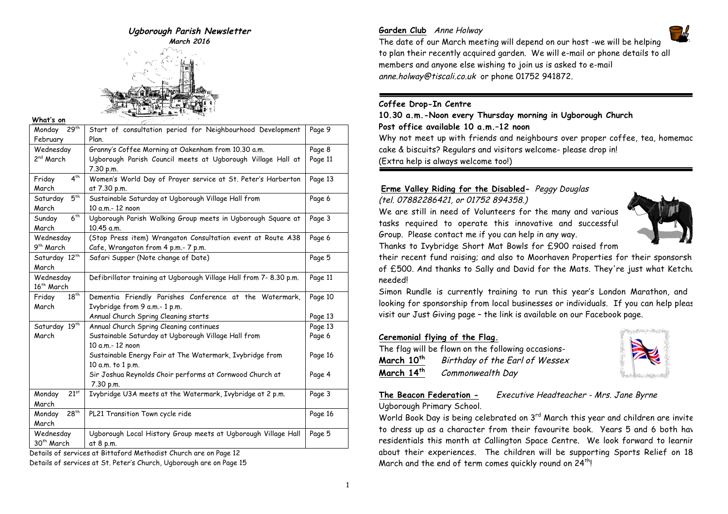# *Ugborough Parish Newsletter*

***March 2016***

**What's on**

| Date | Event | Page |
|---|---|---|
| Monday 29th February | Start of consultation period for Neighbourhood Development Plan. | Page 9 |
| Wednesday 2nd March | Granny's Coffee Morning at Oakenham from 10.30 a.m. | Page 8 |
| | Ugborough Parish Council meets at Ugborough Village Hall at 7.30 p.m. | Page 11 |
| Friday 4th March | Women's World Day of Prayer service at St. Peter's Harberton at 7.30 p.m. | Page 13 |
| Saturday 5th March | Sustainable Saturday at Ugborough Village Hall from 10 a.m.- 12 noon | Page 6 |
| Sunday 6th March | Ugborough Parish Walking Group meets in Ugborough Square at 10.45 a.m. | Page 3 |
| Wednesday 9th March | (Stop Press item) Wrangaton Consultation event at Route A38 Cafe, Wrangaton from 4 p.m.- 7 p.m. | Page 6 |
| Saturday 12th March | Safari Supper (Note change of Date) | Page 5 |
| Wednesday 16th March | Defibrillator training at Ugborough Village Hall from 7- 8.30 p.m. | Page 11 |
| Friday 18th March | Dementia Friendly Parishes Conference at the Watermark, Ivybridge from 9 a.m.- 1 p.m. | Page 10 |
| | Annual Church Spring Cleaning starts | Page 13 |
| Saturday 19th March | Annual Church Spring Cleaning continues | Page 13 |
| | Sustainable Saturday at Ugborough Village Hall from 10 a.m.- 12 noon | Page 6 |
| | Sustainable Energy Fair at The Watermark, Ivybridge from 10 a.m. to 1 p.m. | Page 16 |
| | Sir Joshua Reynolds Choir performs at Cornwood Church at 7.30 p.m. | Page 4 |
| Monday 21st March | Ivybridge U3A meets at the Watermark, Ivybridge at 2 p.m. | Page 3 |
| Monday 28th March | PL21 Transition Town cycle ride | Page 16 |
| Wednesday 30th March | Ugborough Local History Group meets at Ugborough Village Hall at 8 p.m. | Page 5 |

Details of services at Bittaford Methodist Church are on Page 12

Details of services at St. Peter's Church, Ugborough are on Page 15

**Garden Club** *Anne Holway*

The date of our March meeting will depend on our host -we will be helping to plan their recently acquired garden. We will e-mail or phone details to all members and anyone else wishing to join us is asked to e-mail *anne.holway@tiscali.co.uk* or phone 01752 941872.

**Coffee Drop-In Centre**

**10.30 a.m.-Noon every Thursday morning in Ugborough Church**

**Post office available 10 a.m.–12 noon**

Why not meet up with friends and neighbours over proper coffee, tea, homemade cake & biscuits? Regulars and visitors welcome- please drop in!

(Extra help is always welcome too!)

**Erme Valley Riding for the Disabled-** *Peggy Douglas (tel. 07882286421, or 01752 894358.)*

We are still in need of Volunteers for the many and various tasks required to operate this innovative and successful Group. Please contact me if you can help in any way.

Thanks to Ivybridge Short Mat Bowls for £900 raised from their recent fund raising; and also to Moorhaven Properties for their sponsorship of £500. And thanks to Sally and David for the Mats. They're just what Ketchup needed!

Simon Rundle is currently training to run this year's London Marathon, and looking for sponsorship from local businesses or individuals. If you can help please visit our Just Giving page – the link is available on our Facebook page.

***Ceremonial flying of the Flag.***

The flag will be flown on the following occasions-

**March 10th** *Birthday of the Earl of Wessex*

**March 14th** *Commonwealth Day*

**The Beacon Federation -** *Executive Headteacher - Mrs. Jane Byrne*

Ugborough Primary School.

World Book Day is being celebrated on 3rd March this year and children are invited to dress up as a character from their favourite book. Years 5 and 6 both have residentials this month at Callington Space Centre. We look forward to learning about their experiences. The children will be supporting Sports Relief on 18 March and the end of term comes quickly round on 24th!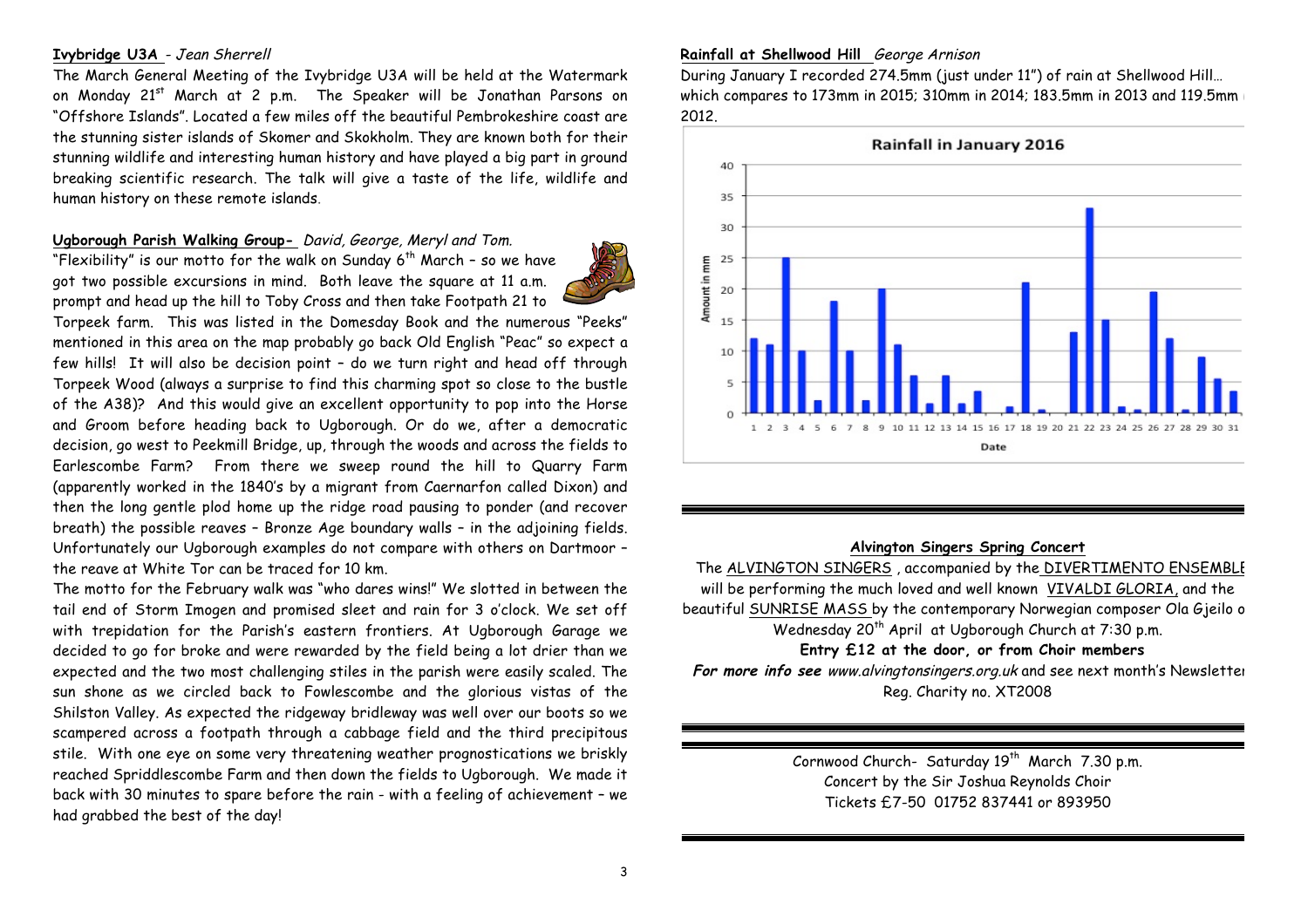**Ivybridge U3A** - *Jean Sherrell*

The March General Meeting of the Ivybridge U3A will be held at the Watermark on Monday 21st March at 2 p.m. The Speaker will be Jonathan Parsons on "Offshore Islands". Located a few miles off the beautiful Pembrokeshire coast are the stunning sister islands of Skomer and Skokholm. They are known both for their stunning wildlife and interesting human history and have played a big part in ground breaking scientific research. The talk will give a taste of the life, wildlife and human history on these remote islands.

**Ugborough Parish Walking Group-** *David, George, Meryl and Tom.*

"Flexibility" is our motto for the walk on Sunday 6th March – so we have got two possible excursions in mind. Both leave the square at 11 a.m. prompt and head up the hill to Toby Cross and then take Footpath 21 to Torpeek farm. This was listed in the Domesday Book and the numerous "Peeks" mentioned in this area on the map probably go back Old English "Peac" so expect a few hills! It will also be decision point – do we turn right and head off through Torpeek Wood (always a surprise to find this charming spot so close to the bustle of the A38)? And this would give an excellent opportunity to pop into the Horse and Groom before heading back to Ugborough. Or do we, after a democratic decision, go west to Peekmill Bridge, up, through the woods and across the fields to Earlescombe Farm? From there we sweep round the hill to Quarry Farm (apparently worked in the 1840's by a migrant from Caernarfon called Dixon) and then the long gentle plod home up the ridge road pausing to ponder (and recover breath) the possible reaves – Bronze Age boundary walls – in the adjoining fields. Unfortunately our Ugborough examples do not compare with others on Dartmoor – the reave at White Tor can be traced for 10 km.

The motto for the February walk was "who dares wins!" We slotted in between the tail end of Storm Imogen and promised sleet and rain for 3 o'clock. We set off with trepidation for the Parish's eastern frontiers. At Ugborough Garage we decided to go for broke and were rewarded by the field being a lot drier than we expected and the two most challenging stiles in the parish were easily scaled. The sun shone as we circled back to Fowlescombe and the glorious vistas of the Shilston Valley. As expected the ridgeway bridleway was well over our boots so we scampered across a footpath through a cabbage field and the third precipitous stile. With one eye on some very threatening weather prognostications we briskly reached Spriddlescombe Farm and then down the fields to Ugborough. We made it back with 30 minutes to spare before the rain - with a feeling of achievement – we had grabbed the best of the day!

**Rainfall at Shellwood Hill** *George Arnison*

During January I recorded 274.5mm (just under 11") of rain at Shellwood Hill… which compares to 173mm in 2015; 310mm in 2014; 183.5mm in 2013 and 119.5mm in 2012.

**Rainfall in January 2016**

(Chart: Amount in mm by Date, 1–31 January)

---

**Alvington Singers Spring Concert**

The ALVINGTON SINGERS , accompanied by the DIVERTIMENTO ENSEMBLE will be performing the much loved and well known VIVALDI GLORIA, and the beautiful SUNRISE MASS by the contemporary Norwegian composer Ola Gjeilo on Wednesday 20th April at Ugborough Church at 7:30 p.m.

**Entry £12 at the door, or from Choir members**

***For more info see*** *www.alvingtonsingers.org.uk* and see next month's Newsletter

Reg. Charity no. XT2008

---

Cornwood Church- Saturday 19th March 7.30 p.m.

Concert by the Sir Joshua Reynolds Choir

Tickets £7-50 01752 837441 or 893950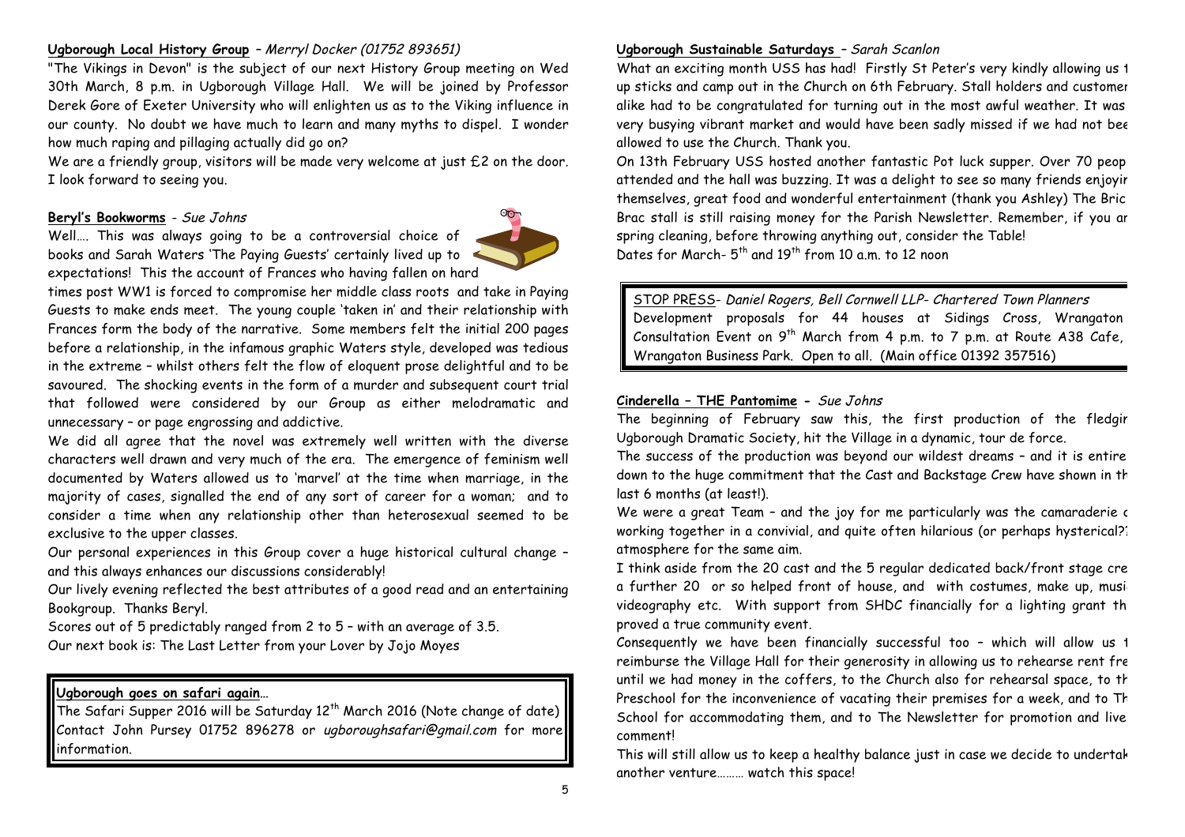**Ugborough Local History Group** – *Merryl Docker (01752 893651)*

"The Vikings in Devon" is the subject of our next History Group meeting on Wed 30th March, 8 p.m. in Ugborough Village Hall. We will be joined by Professor Derek Gore of Exeter University who will enlighten us as to the Viking influence in our county. No doubt we have much to learn and many myths to dispel. I wonder how much raping and pillaging actually did go on?

We are a friendly group, visitors will be made very welcome at just £2 on the door. I look forward to seeing you.

**Beryl's Bookworms** - *Sue Johns*

Well…. This was always going to be a controversial choice of books and Sarah Waters 'The Paying Guests' certainly lived up to expectations! This the account of Frances who having fallen on hard times post WW1 is forced to compromise her middle class roots and take in Paying Guests to make ends meet. The young couple 'taken in' and their relationship with Frances form the body of the narrative. Some members felt the initial 200 pages before a relationship, in the infamous graphic Waters style, developed was tedious in the extreme – whilst others felt the flow of eloquent prose delightful and to be savoured. The shocking events in the form of a murder and subsequent court trial that followed were considered by our Group as either melodramatic and unnecessary – or page engrossing and addictive.

We did all agree that the novel was extremely well written with the diverse characters well drawn and very much of the era. The emergence of feminism well documented by Waters allowed us to 'marvel' at the time when marriage, in the majority of cases, signalled the end of any sort of career for a woman; and to consider a time when any relationship other than heterosexual seemed to be exclusive to the upper classes.

Our personal experiences in this Group cover a huge historical cultural change – and this always enhances our discussions considerably!

Our lively evening reflected the best attributes of a good read and an entertaining Bookgroup. Thanks Beryl.

Scores out of 5 predictably ranged from 2 to 5 – with an average of 3.5.

Our next book is: The Last Letter from your Lover by Jojo Moyes

**Ugborough goes on safari again**…

The Safari Supper 2016 will be Saturday 12th March 2016 (Note change of date) Contact John Pursey 01752 896278 or *ugboroughsafari@gmail.com* for more information.

**Ugborough Sustainable Saturdays** – *Sarah Scanlon*

What an exciting month USS has had! Firstly St Peter's very kindly allowing us t up sticks and camp out in the Church on 6th February. Stall holders and customer alike had to be congratulated for turning out in the most awful weather. It was very busying vibrant market and would have been sadly missed if we had not bee allowed to use the Church. Thank you.

On 13th February USS hosted another fantastic Pot luck supper. Over 70 peop attended and the hall was buzzing. It was a delight to see so many friends enjoyin themselves, great food and wonderful entertainment (thank you Ashley) The Bric Brac stall is still raising money for the Parish Newsletter. Remember, if you ar spring cleaning, before throwing anything out, consider the Table!

Dates for March- 5th and 19th from 10 a.m. to 12 noon

STOP PRESS- *Daniel Rogers, Bell Cornwell LLP- Chartered Town Planners*

Development proposals for 44 houses at Sidings Cross, Wrangaton Consultation Event on 9th March from 4 p.m. to 7 p.m. at Route A38 Cafe, Wrangaton Business Park. Open to all. (Main office 01392 357516)

**Cinderella – THE Pantomime** - *Sue Johns*

The beginning of February saw this, the first production of the fledgin Ugborough Dramatic Society, hit the Village in a dynamic, tour de force.

The success of the production was beyond our wildest dreams – and it is entire down to the huge commitment that the Cast and Backstage Crew have shown in th last 6 months (at least!).

We were a great Team – and the joy for me particularly was the camaraderie o working together in a convivial, and quite often hilarious (or perhaps hysterical?) atmosphere for the same aim.

I think aside from the 20 cast and the 5 regular dedicated back/front stage cre a further 20 or so helped front of house, and with costumes, make up, musi videography etc. With support from SHDC financially for a lighting grant th proved a true community event.

Consequently we have been financially successful too – which will allow us t reimburse the Village Hall for their generosity in allowing us to rehearse rent fre until we had money in the coffers, to the Church also for rehearsal space, to th Preschool for the inconvenience of vacating their premises for a week, and to Th School for accommodating them, and to The Newsletter for promotion and live comment!

This will still allow us to keep a healthy balance just in case we decide to undertak another venture……… watch this space!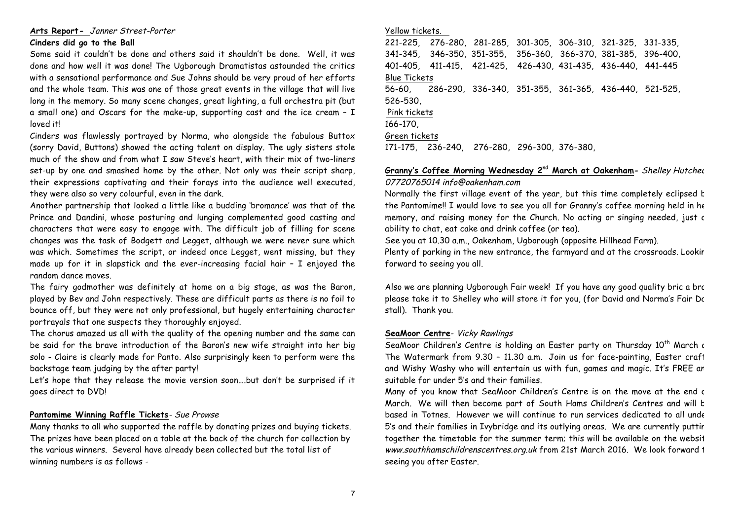**Arts Report-** *Janner Street-Porter*

**Cinders did go to the Ball**

Some said it couldn't be done and others said it shouldn't be done. Well, it was done and how well it was done! The Ugborough Dramatistas astounded the critics with a sensational performance and Sue Johns should be very proud of her efforts and the whole team. This was one of those great events in the village that will live long in the memory. So many scene changes, great lighting, a full orchestra pit (but a small one) and Oscars for the make-up, supporting cast and the ice cream – I loved it!

Cinders was flawlessly portrayed by Norma, who alongside the fabulous Buttox (sorry David, Buttons) showed the acting talent on display. The ugly sisters stole much of the show and from what I saw Steve's heart, with their mix of two-liners set-up by one and smashed home by the other. Not only was their script sharp, their expressions captivating and their forays into the audience well executed, they were also so very colourful, even in the dark.

Another partnership that looked a little like a budding 'bromance' was that of the Prince and Dandini, whose posturing and lunging complemented good casting and characters that were easy to engage with. The difficult job of filling for scene changes was the task of Bodgett and Legget, although we were never sure which was which. Sometimes the script, or indeed once Legget, went missing, but they made up for it in slapstick and the ever-increasing facial hair – I enjoyed the random dance moves.

The fairy godmother was definitely at home on a big stage, as was the Baron, played by Bev and John respectively. These are difficult parts as there is no foil to bounce off, but they were not only professional, but hugely entertaining character portrayals that one suspects they thoroughly enjoyed.

The chorus amazed us all with the quality of the opening number and the same can be said for the brave introduction of the Baron's new wife straight into her big solo - Claire is clearly made for Panto. Also surprisingly keen to perform were the backstage team judging by the after party!

Let's hope that they release the movie version soon….but don't be surprised if it goes direct to DVD!

**Pantomime Winning Raffle Tickets**- *Sue Prowse*

Many thanks to all who supported the raffle by donating prizes and buying tickets. The prizes have been placed on a table at the back of the church for collection by the various winners. Several have already been collected but the total list of winning numbers is as follows -

Yellow tickets.

221-225, 276-280, 281-285, 301-305, 306-310, 321-325, 331-335, 341-345, 346-350, 351-355, 356-360, 366-370, 381-385, 396-400, 401-405, 411-415, 421-425, 426-430, 431-435, 436-440, 441-445

Blue Tickets

56-60, 286-290, 336-340, 351-355, 361-365, 436-440, 521-525, 526-530,

Pink tickets

166-170,

Green tickets

171-175, 236-240, 276-280, 296-300, 376-380,

**Granny's Coffee Morning Wednesday 2nd March at Oakenham-** *Shelley Hutchec*

*07720765014 info@oakenham.com*

Normally the first village event of the year, but this time completely eclipsed b the Pantomime!! I would love to see you all for Granny's coffee morning held in he memory, and raising money for the Church. No acting or singing needed, just a ability to chat, eat cake and drink coffee (or tea).

See you at 10.30 a.m., Oakenham, Ugborough (opposite Hillhead Farm).

Plenty of parking in the new entrance, the farmyard and at the crossroads. Lookir forward to seeing you all.

Also we are planning Ugborough Fair week! If you have any good quality bric a bra please take it to Shelley who will store it for you, (for David and Norma's Fair Do stall). Thank you.

**SeaMoor Centre**- *Vicky Rawlings*

SeaMoor Children's Centre is holding an Easter party on Thursday 10th March a The Watermark from 9.30 – 11.30 a.m. Join us for face-painting, Easter craft and Wishy Washy who will entertain us with fun, games and magic. It's FREE ar suitable for under 5's and their families.

Many of you know that SeaMoor Children's Centre is on the move at the end o March. We will then become part of South Hams Children's Centres and will b based in Totnes. However we will continue to run services dedicated to all unde 5's and their families in Ivybridge and its outlying areas. We are currently puttir together the timetable for the summer term; this will be available on the websit *www.southhamschildrenscentres.org.uk* from 21st March 2016. We look forward t seeing you after Easter.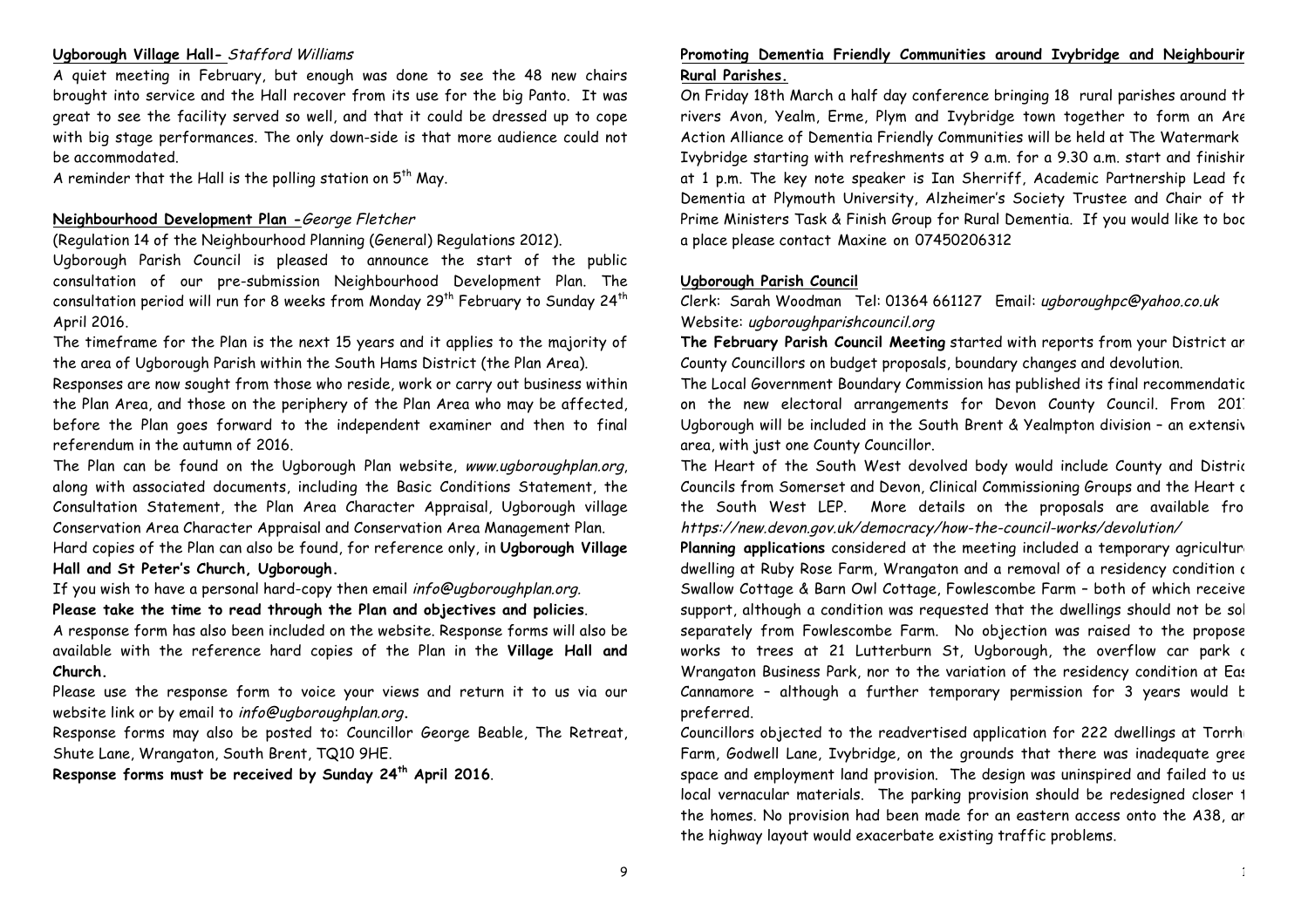**Ugborough Village Hall-** *Stafford Williams*

A quiet meeting in February, but enough was done to see the 48 new chairs brought into service and the Hall recover from its use for the big Panto. It was great to see the facility served so well, and that it could be dressed up to cope with big stage performances. The only down-side is that more audience could not be accommodated.

A reminder that the Hall is the polling station on 5th May.

**Neighbourhood Development Plan -***George Fletcher*

(Regulation 14 of the Neighbourhood Planning (General) Regulations 2012).

Ugborough Parish Council is pleased to announce the start of the public consultation of our pre-submission Neighbourhood Development Plan. The consultation period will run for 8 weeks from Monday 29th February to Sunday 24th April 2016.

The timeframe for the Plan is the next 15 years and it applies to the majority of the area of Ugborough Parish within the South Hams District (the Plan Area).

Responses are now sought from those who reside, work or carry out business within the Plan Area, and those on the periphery of the Plan Area who may be affected, before the Plan goes forward to the independent examiner and then to final referendum in the autumn of 2016.

The Plan can be found on the Ugborough Plan website, *www.ugboroughplan.org*, along with associated documents, including the Basic Conditions Statement, the Consultation Statement, the Plan Area Character Appraisal, Ugborough village Conservation Area Character Appraisal and Conservation Area Management Plan.

Hard copies of the Plan can also be found, for reference only, in **Ugborough Village Hall and St Peter's Church, Ugborough.**

If you wish to have a personal hard-copy then email *info@ugboroughplan.org.*

**Please take the time to read through the Plan and objectives and policies**.

A response form has also been included on the website. Response forms will also be available with the reference hard copies of the Plan in the **Village Hall and Church.**

Please use the response form to voice your views and return it to us via our website link or by email to *info@ugboroughplan.org***.**

Response forms may also be posted to: Councillor George Beable, The Retreat, Shute Lane, Wrangaton, South Brent, TQ10 9HE.

**Response forms must be received by Sunday 24th April 2016**.

**Promoting Dementia Friendly Communities around Ivybridge and Neighbourin Rural Parishes.**

On Friday 18th March a half day conference bringing 18 rural parishes around th rivers Avon, Yealm, Erme, Plym and Ivybridge town together to form an Are Action Alliance of Dementia Friendly Communities will be held at The Watermark Ivybridge starting with refreshments at 9 a.m. for a 9.30 a.m. start and finishir at 1 p.m. The key note speaker is Ian Sherriff, Academic Partnership Lead fo Dementia at Plymouth University, Alzheimer's Society Trustee and Chair of th Prime Ministers Task & Finish Group for Rural Dementia. If you would like to boo a place please contact Maxine on 07450206312

**Ugborough Parish Council**

Clerk: Sarah Woodman Tel: 01364 661127 Email: *ugboroughpc@yahoo.co.uk*
Website: *ugboroughparishcouncil.org*

**The February Parish Council Meeting** started with reports from your District ar County Councillors on budget proposals, boundary changes and devolution.

The Local Government Boundary Commission has published its final recommendatio on the new electoral arrangements for Devon County Council. From 201 Ugborough will be included in the South Brent & Yealmpton division – an extensiv area, with just one County Councillor.

The Heart of the South West devolved body would include County and Distric Councils from Somerset and Devon, Clinical Commissioning Groups and the Heart o the South West LEP. More details on the proposals are available fro *https://new.devon.gov.uk/democracy/how-the-council-works/devolution/*

**Planning applications** considered at the meeting included a temporary agricultur dwelling at Ruby Rose Farm, Wrangaton and a removal of a residency condition o Swallow Cottage & Barn Owl Cottage, Fowlescombe Farm – both of which receive support, although a condition was requested that the dwellings should not be sol separately from Fowlescombe Farm. No objection was raised to the propose works to trees at 21 Lutterburn St, Ugborough, the overflow car park o Wrangaton Business Park, nor to the variation of the residency condition at Eas Cannamore – although a further temporary permission for 3 years would b preferred.

Councillors objected to the readvertised application for 222 dwellings at Torrh Farm, Godwell Lane, Ivybridge, on the grounds that there was inadequate gree space and employment land provision. The design was uninspired and failed to us local vernacular materials. The parking provision should be redesigned closer t the homes. No provision had been made for an eastern access onto the A38, ar the highway layout would exacerbate existing traffic problems.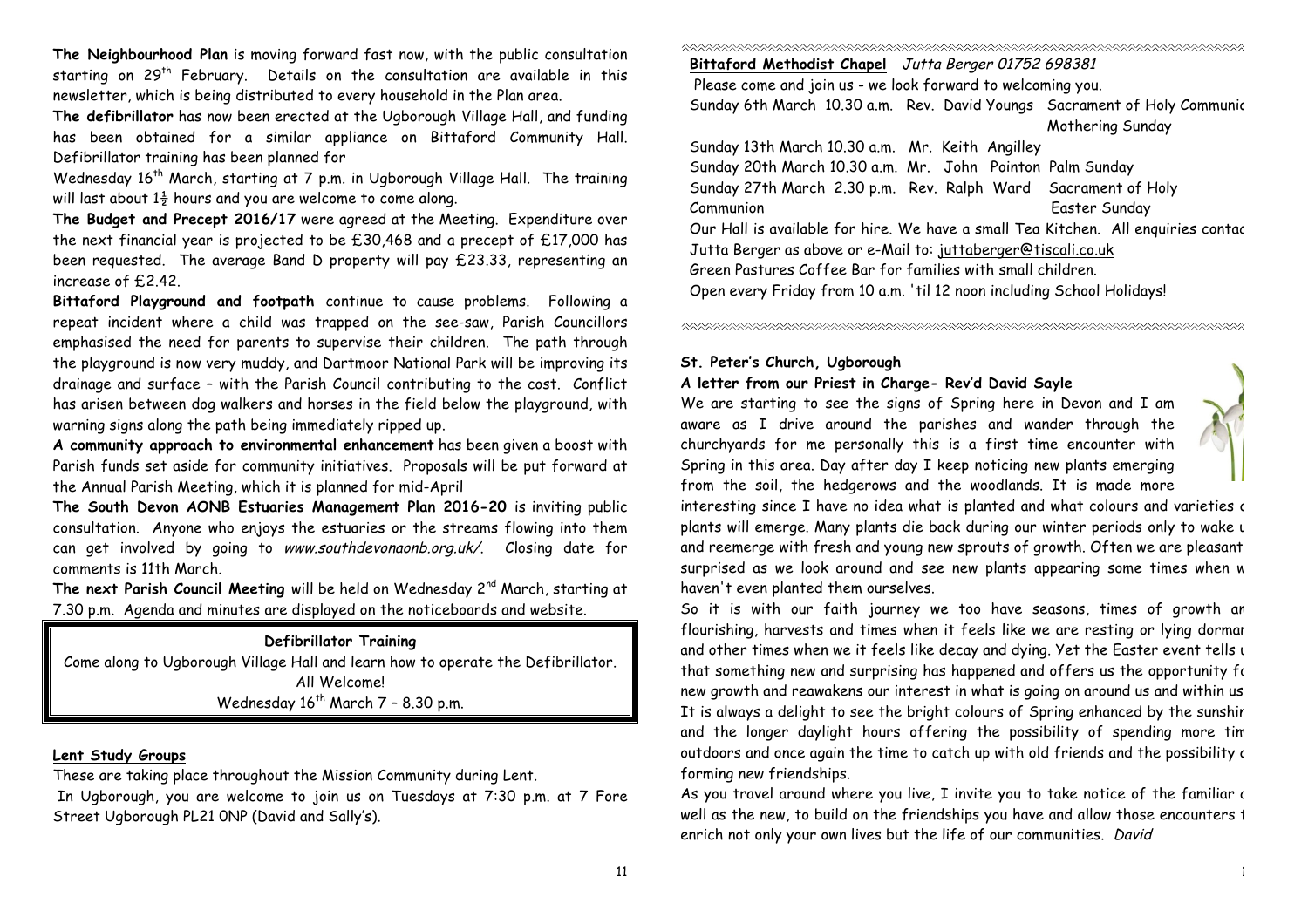**The Neighbourhood Plan** is moving forward fast now, with the public consultation starting on 29th February. Details on the consultation are available in this newsletter, which is being distributed to every household in the Plan area.

**The defibrillator** has now been erected at the Ugborough Village Hall, and funding has been obtained for a similar appliance on Bittaford Community Hall. Defibrillator training has been planned for

Wednesday 16th March, starting at 7 p.m. in Ugborough Village Hall. The training will last about 1½ hours and you are welcome to come along.

**The Budget and Precept 2016/17** were agreed at the Meeting. Expenditure over the next financial year is projected to be £30,468 and a precept of £17,000 has been requested. The average Band D property will pay £23.33, representing an increase of £2.42.

**Bittaford Playground and footpath** continue to cause problems. Following a repeat incident where a child was trapped on the see-saw, Parish Councillors emphasised the need for parents to supervise their children. The path through the playground is now very muddy, and Dartmoor National Park will be improving its drainage and surface – with the Parish Council contributing to the cost. Conflict has arisen between dog walkers and horses in the field below the playground, with warning signs along the path being immediately ripped up.

**A community approach to environmental enhancement** has been given a boost with Parish funds set aside for community initiatives. Proposals will be put forward at the Annual Parish Meeting, which it is planned for mid-April

**The South Devon AONB Estuaries Management Plan 2016-20** is inviting public consultation. Anyone who enjoys the estuaries or the streams flowing into them can get involved by going to *www.southdevonaonb.org.uk/*. Closing date for comments is 11th March.

**The next Parish Council Meeting** will be held on Wednesday 2nd March, starting at 7.30 p.m. Agenda and minutes are displayed on the noticeboards and website.

**Defibrillator Training**

Come along to Ugborough Village Hall and learn how to operate the Defibrillator.
All Welcome!
Wednesday 16th March 7 – 8.30 p.m.

## Lent Study Groups

These are taking place throughout the Mission Community during Lent.

In Ugborough, you are welcome to join us on Tuesdays at 7:30 p.m. at 7 Fore Street Ugborough PL21 0NP (David and Sally's).

**Bittaford Methodist Chapel** *Jutta Berger 01752 698381*

Please come and join us - we look forward to welcoming you.

Sunday 6th March 10.30 a.m. Rev. David Youngs Sacrament of Holy Communic Mothering Sunday

Sunday 13th March 10.30 a.m. Mr. Keith Angilley

Sunday 20th March 10.30 a.m. Mr. John Pointon Palm Sunday

Sunday 27th March 2.30 p.m. Rev. Ralph Ward Sacrament of Holy Communion Easter Sunday

Our Hall is available for hire. We have a small Tea Kitchen. All enquiries contac Jutta Berger as above or e-Mail to: juttaberger@tiscali.co.uk

Green Pastures Coffee Bar for families with small children.

Open every Friday from 10 a.m. 'til 12 noon including School Holidays!

## St. Peter's Church, Ugborough

### A letter from our Priest in Charge- Rev'd David Sayle

We are starting to see the signs of Spring here in Devon and I am aware as I drive around the parishes and wander through the churchyards for me personally this is a first time encounter with Spring in this area. Day after day I keep noticing new plants emerging from the soil, the hedgerows and the woodlands. It is made more interesting since I have no idea what is planted and what colours and varieties c plants will emerge. Many plants die back during our winter periods only to wake u and reemerge with fresh and young new sprouts of growth. Often we are pleasant surprised as we look around and see new plants appearing some times when w haven't even planted them ourselves.

So it is with our faith journey we too have seasons, times of growth ar flourishing, harvests and times when it feels like we are resting or lying dormar and other times when we it feels like decay and dying. Yet the Easter event tells u that something new and surprising has happened and offers us the opportunity fc new growth and reawakens our interest in what is going on around us and within us It is always a delight to see the bright colours of Spring enhanced by the sunshir and the longer daylight hours offering the possibility of spending more tim outdoors and once again the time to catch up with old friends and the possibility c forming new friendships.

As you travel around where you live, I invite you to take notice of the familiar c well as the new, to build on the friendships you have and allow those encounters t enrich not only your own lives but the life of our communities. *David*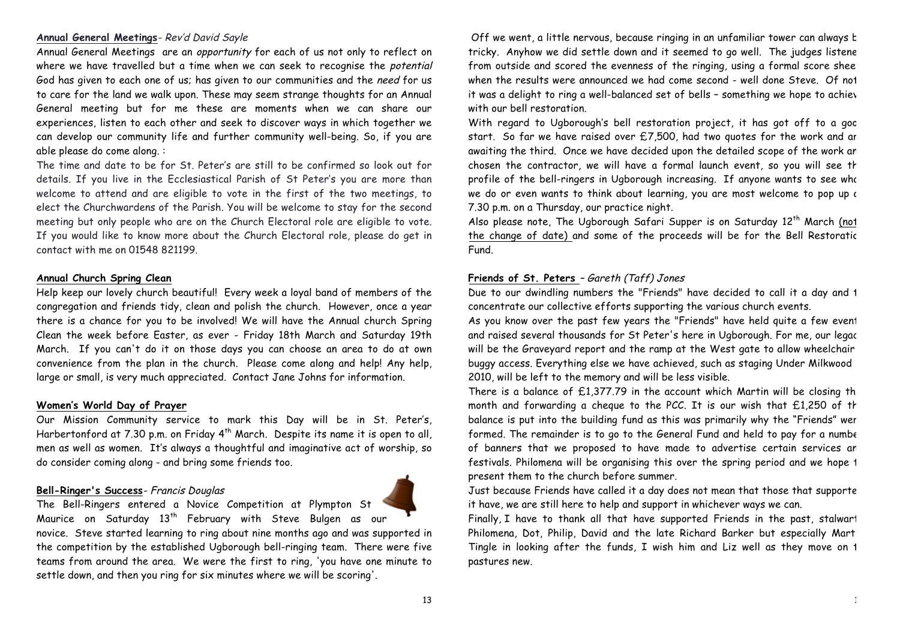## Annual General Meetings - *Rev'd David Sayle*

Annual General Meetings are an *opportunity* for each of us not only to reflect on where we have travelled but a time when we can seek to recognise the *potential* God has given to each one of us; has given to our communities and the *need* for us to care for the land we walk upon. These may seem strange thoughts for an Annual General meeting but for me these are moments when we can share our experiences, listen to each other and seek to discover ways in which together we can develop our community life and further community well-being. So, if you are able please do come along. :

The time and date to be for St. Peter's are still to be confirmed so look out for details. If you live in the Ecclesiastical Parish of St Peter's you are more than welcome to attend and are eligible to vote in the first of the two meetings, to elect the Churchwardens of the Parish. You will be welcome to stay for the second meeting but only people who are on the Church Electoral role are eligible to vote. If you would like to know more about the Church Electoral role, please do get in contact with me on 01548 821199.

## Annual Church Spring Clean

Help keep our lovely church beautiful! Every week a loyal band of members of the congregation and friends tidy, clean and polish the church. However, once a year there is a chance for you to be involved! We will have the Annual church Spring Clean the week before Easter, as ever - Friday 18th March and Saturday 19th March. If you can't do it on those days you can choose an area to do at own convenience from the plan in the church. Please come along and help! Any help, large or small, is very much appreciated. Contact Jane Johns for information.

## Women's World Day of Prayer

Our Mission Community service to mark this Day will be in St. Peter's, Harbertonford at 7.30 p.m. on Friday 4th March. Despite its name it is open to all, men as well as women. It's always a thoughtful and imaginative act of worship, so do consider coming along - and bring some friends too.

## Bell-Ringer's Success - *Francis Douglas*

The Bell-Ringers entered a Novice Competition at Plympton St Maurice on Saturday 13th February with Steve Bulgen as our novice. Steve started learning to ring about nine months ago and was supported in the competition by the established Ugborough bell-ringing team. There were five teams from around the area. We were the first to ring, 'you have one minute to settle down, and then you ring for six minutes where we will be scoring'.

Off we went, a little nervous, because ringing in an unfamiliar tower can always b tricky. Anyhow we did settle down and it seemed to go well. The judges listene from outside and scored the evenness of the ringing, using a formal score shee when the results were announced we had come second - well done Steve. Of not it was a delight to ring a well-balanced set of bells – something we hope to achiev with our bell restoration.

With regard to Ugborough's bell restoration project, it has got off to a goo start. So far we have raised over £7,500, had two quotes for the work and ar awaiting the third. Once we have decided upon the detailed scope of the work ar chosen the contractor, we will have a formal launch event, so you will see th profile of the bell-ringers in Ugborough increasing. If anyone wants to see wha we do or even wants to think about learning, you are most welcome to pop up a 7.30 p.m. on a Thursday, our practice night.

Also please note, The Ugborough Safari Supper is on Saturday 12th March (not the change of date) and some of the proceeds will be for the Bell Restoratio Fund.

## Friends of St. Peters – *Gareth (Taff) Jones*

Due to our dwindling numbers the "Friends" have decided to call it a day and t concentrate our collective efforts supporting the various church events.

As you know over the past few years the "Friends" have held quite a few event and raised several thousands for St Peter's here in Ugborough. For me, our legac will be the Graveyard report and the ramp at the West gate to allow wheelchair buggy access. Everything else we have achieved, such as staging Under Milkwood 2010, will be left to the memory and will be less visible.

There is a balance of £1,377.79 in the account which Martin will be closing th month and forwarding a cheque to the PCC. It is our wish that £1,250 of th balance is put into the building fund as this was primarily why the "Friends" wer formed. The remainder is to go to the General Fund and held to pay for a numbe of banners that we proposed to have made to advertise certain services ar festivals. Philomena will be organising this over the spring period and we hope t present them to the church before summer.

Just because Friends have called it a day does not mean that those that supporte it have, we are still here to help and support in whichever ways we can.

Finally, I have to thank all that have supported Friends in the past, stalwart Philomena, Dot, Philip, David and the late Richard Barker but especially Mart Tingle in looking after the funds, I wish him and Liz well as they move on t pastures new.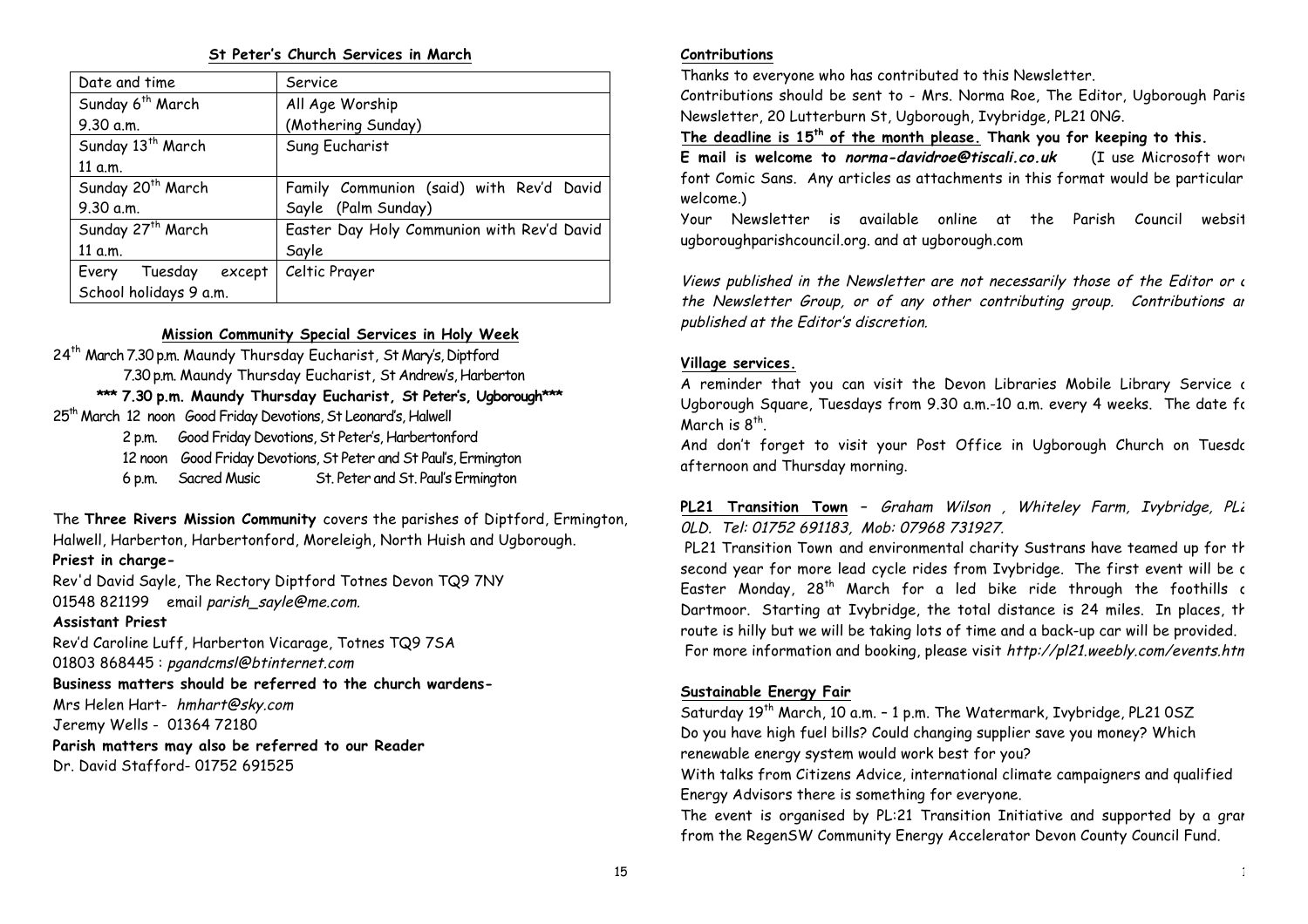### St Peter's Church Services in March

| Date and time | Service |
|---|---|
| Sunday 6th March 9.30 a.m. | All Age Worship (Mothering Sunday) |
| Sunday 13th March 11 a.m. | Sung Eucharist |
| Sunday 20th March 9.30 a.m. | Family Communion (said) with Rev'd David Sayle (Palm Sunday) |
| Sunday 27th March 11 a.m. | Easter Day Holy Communion with Rev'd David Sayle |
| Every Tuesday except School holidays 9 a.m. | Celtic Prayer |

### Mission Community Special Services in Holy Week

24th March 7.30 p.m. Maundy Thursday Eucharist, St Mary's, Diptford
7.30 p.m. Maundy Thursday Eucharist, St Andrew's, Harberton
**\*\*\* 7.30 p.m. Maundy Thursday Eucharist, St Peter's, Ugborough\*\*\***
25th March 12 noon Good Friday Devotions, St Leonard's, Halwell
2 p.m. Good Friday Devotions, St Peter's, Harbertonford
12 noon Good Friday Devotions, St Peter and St Paul's, Ermington
6 p.m. Sacred Music St. Peter and St. Paul's Ermington

The **Three Rivers Mission Community** covers the parishes of Diptford, Ermington, Halwell, Harberton, Harbertonford, Moreleigh, North Huish and Ugborough.

**Priest in charge-**
Rev'd David Sayle, The Rectory Diptford Totnes Devon TQ9 7NY
01548 821199 email *parish_sayle@me.com.*

**Assistant Priest**
Rev'd Caroline Luff, Harberton Vicarage, Totnes TQ9 7SA
01803 868445 : *pgandcmsl@btinternet.com*

**Business matters should be referred to the church wardens-**
Mrs Helen Hart- *hmhart@sky.com*
Jeremy Wells - 01364 72180

**Parish matters may also be referred to our Reader**
Dr. David Stafford- 01752 691525

### Contributions

Thanks to everyone who has contributed to this Newsletter.
Contributions should be sent to - Mrs. Norma Roe, The Editor, Ugborough Paris Newsletter, 20 Lutterburn St, Ugborough, Ivybridge, PL21 0NG.

**The deadline is 15th of the month please. Thank you for keeping to this.**

**E mail is welcome to *norma-davidroe@tiscali.co.uk*** (I use Microsoft word font Comic Sans. Any articles as attachments in this format would be particular welcome.)

Your Newsletter is available online at the Parish Council websit ugboroughparishcouncil.org. and at ugborough.com

*Views published in the Newsletter are not necessarily those of the Editor or o the Newsletter Group, or of any other contributing group. Contributions ar published at the Editor's discretion.*

### Village services.

A reminder that you can visit the Devon Libraries Mobile Library Service a Ugborough Square, Tuesdays from 9.30 a.m.-10 a.m. every 4 weeks. The date fo March is 8th.

And don't forget to visit your Post Office in Ugborough Church on Tuesda afternoon and Thursday morning.

**PL21 Transition Town** – *Graham Wilson , Whiteley Farm, Ivybridge, PL2 0LD. Tel: 01752 691183, Mob: 07968 731927.*

PL21 Transition Town and environmental charity Sustrans have teamed up for th second year for more lead cycle rides from Ivybridge. The first event will be o Easter Monday, 28th March for a led bike ride through the foothills o Dartmoor. Starting at Ivybridge, the total distance is 24 miles. In places, th route is hilly but we will be taking lots of time and a back-up car will be provided. For more information and booking, please visit *http://pl21.weebly.com/events.htm*

### Sustainable Energy Fair

Saturday 19th March, 10 a.m. – 1 p.m. The Watermark, Ivybridge, PL21 0SZ
Do you have high fuel bills? Could changing supplier save you money? Which renewable energy system would work best for you?
With talks from Citizens Advice, international climate campaigners and qualified Energy Advisors there is something for everyone.
The event is organised by PL:21 Transition Initiative and supported by a gran from the RegenSW Community Energy Accelerator Devon County Council Fund.